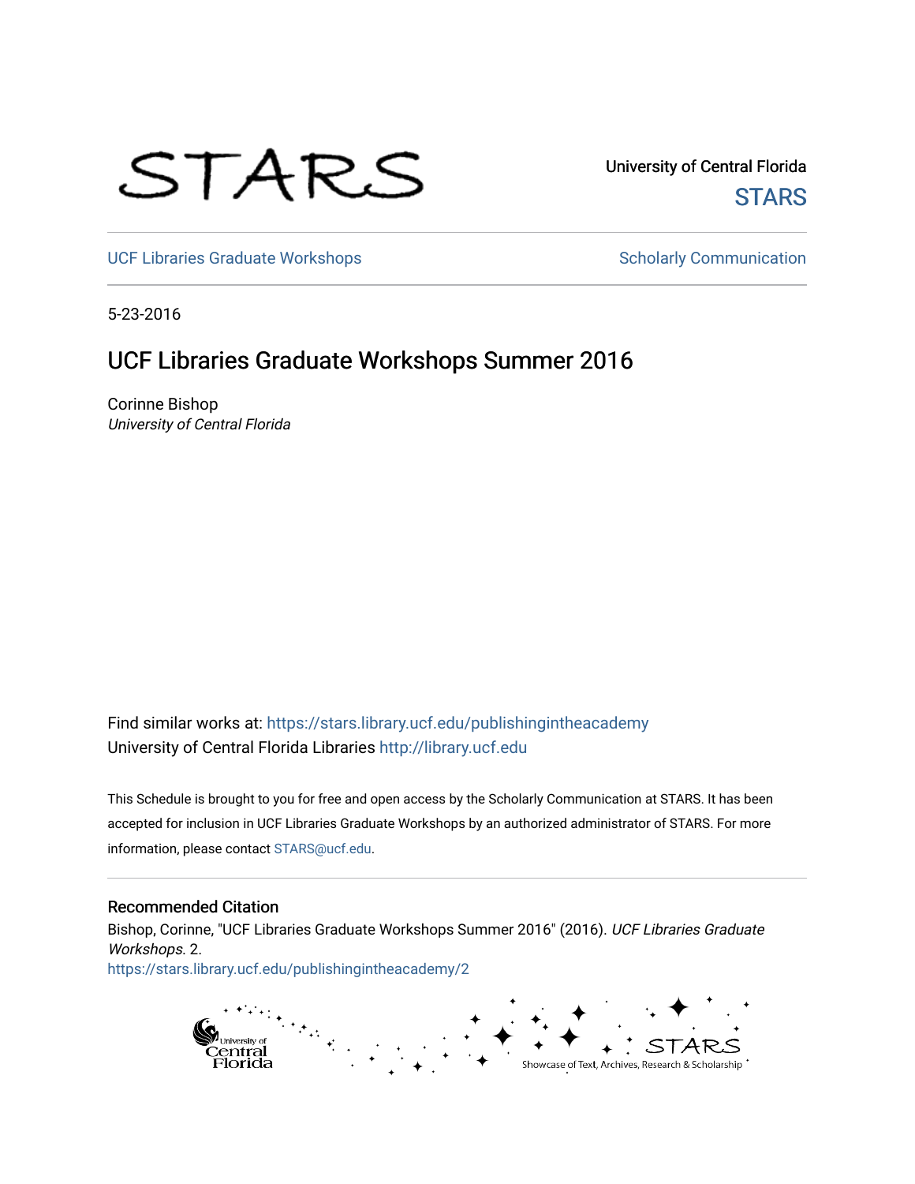University of Central Florida

STARS

UCF Libraries Graduate Workshops

Scholarly Communication

5-23-2016

# UCF Libraries Graduate Workshops Summer 2016

Corinne Bishop
*University of Central Florida*

Find similar works at: https://stars.library.ucf.edu/publishingintheacademy
University of Central Florida Libraries http://library.ucf.edu

This Schedule is brought to you for free and open access by the Scholarly Communication at STARS. It has been accepted for inclusion in UCF Libraries Graduate Workshops by an authorized administrator of STARS. For more information, please contact STARS@ucf.edu.

## Recommended Citation

Bishop, Corinne, "UCF Libraries Graduate Workshops Summer 2016" (2016). *UCF Libraries Graduate Workshops*. 2.
https://stars.library.ucf.edu/publishingintheacademy/2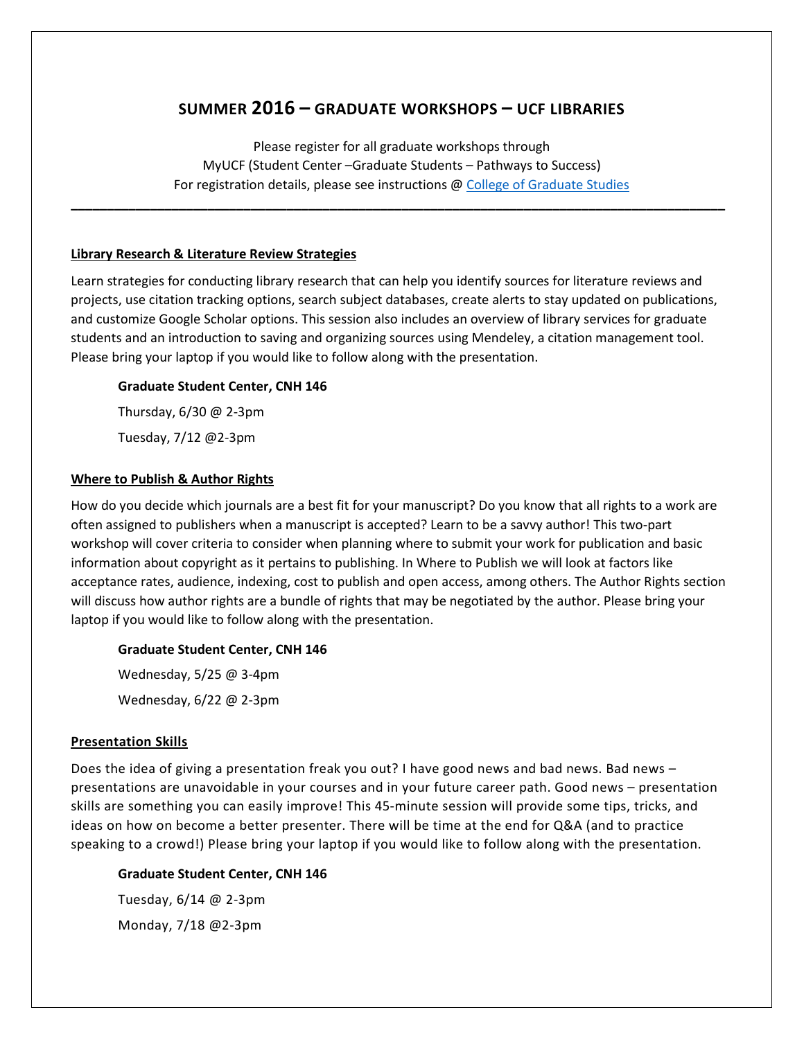# SUMMER 2016 – GRADUATE WORKSHOPS – UCF LIBRARIES

Please register for all graduate workshops through
MyUCF (Student Center –Graduate Students – Pathways to Success)
For registration details, please see instructions @ [College of Graduate Studies]

---

## Library Research & Literature Review Strategies

Learn strategies for conducting library research that can help you identify sources for literature reviews and projects, use citation tracking options, search subject databases, create alerts to stay updated on publications, and customize Google Scholar options. This session also includes an overview of library services for graduate students and an introduction to saving and organizing sources using Mendeley, a citation management tool. Please bring your laptop if you would like to follow along with the presentation.

**Graduate Student Center, CNH 146**

Thursday, 6/30 @ 2-3pm

Tuesday, 7/12 @2-3pm

## Where to Publish & Author Rights

How do you decide which journals are a best fit for your manuscript? Do you know that all rights to a work are often assigned to publishers when a manuscript is accepted? Learn to be a savvy author! This two-part workshop will cover criteria to consider when planning where to submit your work for publication and basic information about copyright as it pertains to publishing. In Where to Publish we will look at factors like acceptance rates, audience, indexing, cost to publish and open access, among others. The Author Rights section will discuss how author rights are a bundle of rights that may be negotiated by the author. Please bring your laptop if you would like to follow along with the presentation.

**Graduate Student Center, CNH 146**

Wednesday, 5/25 @ 3-4pm

Wednesday, 6/22 @ 2-3pm

## Presentation Skills

Does the idea of giving a presentation freak you out? I have good news and bad news. Bad news – presentations are unavoidable in your courses and in your future career path. Good news – presentation skills are something you can easily improve! This 45-minute session will provide some tips, tricks, and ideas on how on become a better presenter. There will be time at the end for Q&A (and to practice speaking to a crowd!) Please bring your laptop if you would like to follow along with the presentation.

**Graduate Student Center, CNH 146**

Tuesday, 6/14 @ 2-3pm

Monday, 7/18 @2-3pm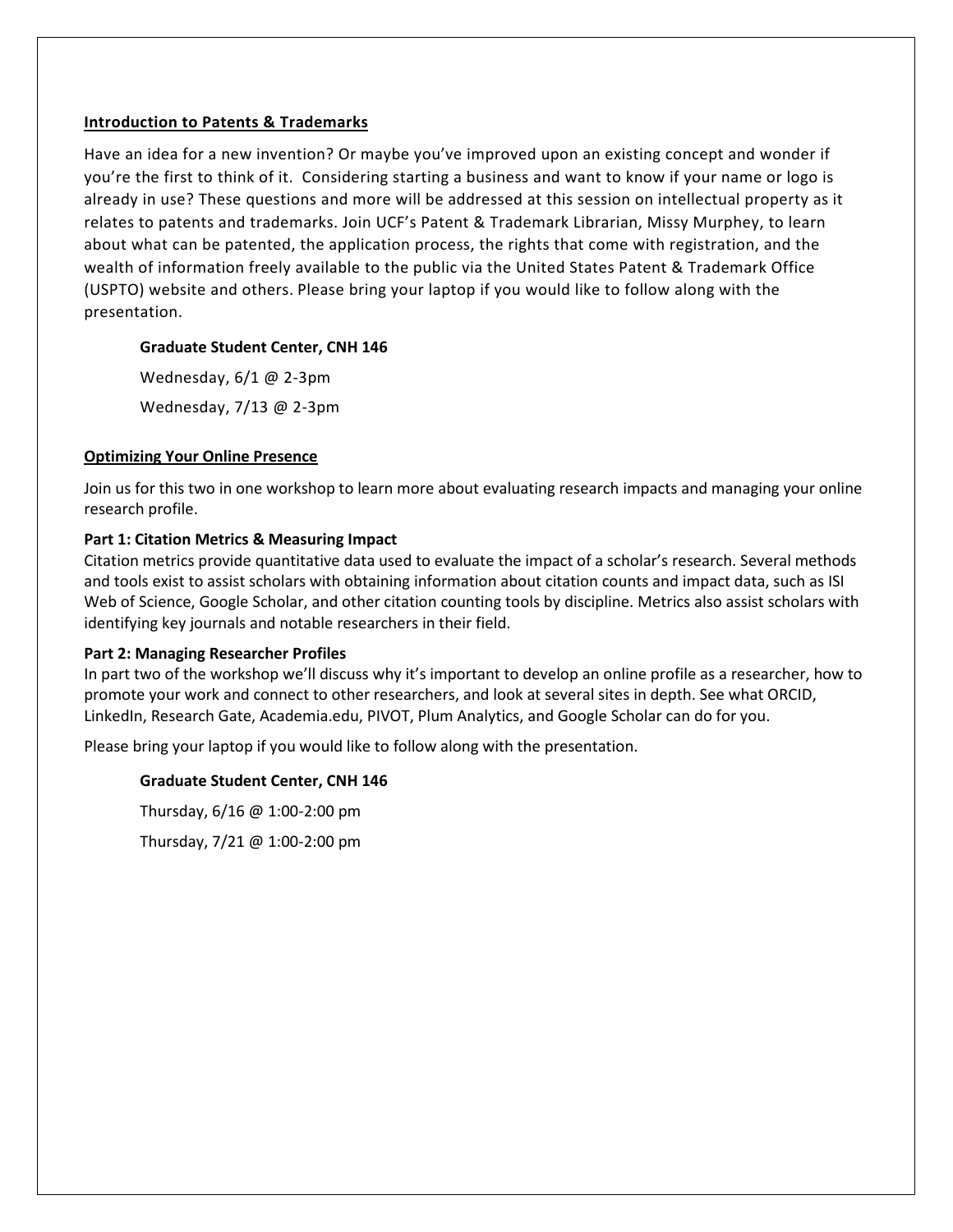## Introduction to Patents & Trademarks

Have an idea for a new invention? Or maybe you've improved upon an existing concept and wonder if you're the first to think of it. Considering starting a business and want to know if your name or logo is already in use? These questions and more will be addressed at this session on intellectual property as it relates to patents and trademarks. Join UCF's Patent & Trademark Librarian, Missy Murphey, to learn about what can be patented, the application process, the rights that come with registration, and the wealth of information freely available to the public via the United States Patent & Trademark Office (USPTO) website and others. Please bring your laptop if you would like to follow along with the presentation.

**Graduate Student Center, CNH 146**

Wednesday, 6/1 @ 2-3pm

Wednesday, 7/13 @ 2-3pm

## Optimizing Your Online Presence

Join us for this two in one workshop to learn more about evaluating research impacts and managing your online research profile.

**Part 1: Citation Metrics & Measuring Impact**

Citation metrics provide quantitative data used to evaluate the impact of a scholar's research. Several methods and tools exist to assist scholars with obtaining information about citation counts and impact data, such as ISI Web of Science, Google Scholar, and other citation counting tools by discipline. Metrics also assist scholars with identifying key journals and notable researchers in their field.

**Part 2: Managing Researcher Profiles**

In part two of the workshop we'll discuss why it's important to develop an online profile as a researcher, how to promote your work and connect to other researchers, and look at several sites in depth. See what ORCID, LinkedIn, Research Gate, Academia.edu, PIVOT, Plum Analytics, and Google Scholar can do for you.

Please bring your laptop if you would like to follow along with the presentation.

**Graduate Student Center, CNH 146**

Thursday, 6/16 @ 1:00-2:00 pm

Thursday, 7/21 @ 1:00-2:00 pm